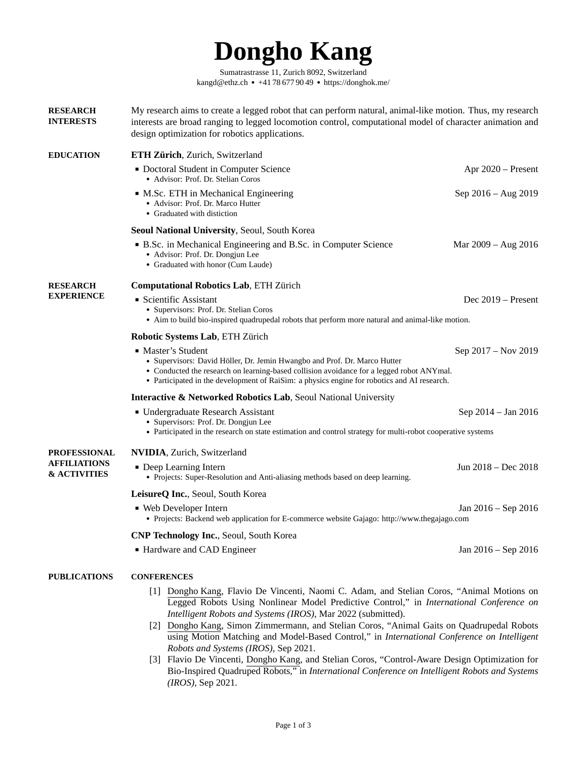# Dongho Kang

Sumatrastrasse 11, Zurich 8092, Switzerland
kangd@ethz.ch • +41 78 677 90 49 • https://donghok.me/

## RESEARCH INTERESTS

My research aims to create a legged robot that can perform natural, animal-like motion. Thus, my research interests are broad ranging to legged locomotion control, computational model of character animation and design optimization for robotics applications.

## EDUCATION

**ETH Zürich**, Zurich, Switzerland

- Doctoral Student in Computer Science — Apr 2020 – Present
  - Advisor: Prof. Dr. Stelian Coros
- M.Sc. ETH in Mechanical Engineering — Sep 2016 – Aug 2019
  - Advisor: Prof. Dr. Marco Hutter
  - Graduated with distiction

**Seoul National University**, Seoul, South Korea

- B.Sc. in Mechanical Engineering and B.Sc. in Computer Science — Mar 2009 – Aug 2016
  - Advisor: Prof. Dr. Dongjun Lee
  - Graduated with honor (Cum Laude)

## RESEARCH EXPERIENCE

**Computational Robotics Lab**, ETH Zürich

- Scientific Assistant — Dec 2019 – Present
  - Supervisors: Prof. Dr. Stelian Coros
  - Aim to build bio-inspired quadrupedal robots that perform more natural and animal-like motion.

**Robotic Systems Lab**, ETH Zürich

- Master's Student — Sep 2017 – Nov 2019
  - Supervisors: David Höller, Dr. Jemin Hwangbo and Prof. Dr. Marco Hutter
  - Conducted the research on learning-based collision avoidance for a legged robot ANYmal.
  - Participated in the development of RaiSim: a physics engine for robotics and AI research.

**Interactive & Networked Robotics Lab**, Seoul National University

- Undergraduate Research Assistant — Sep 2014 – Jan 2016
  - Supervisors: Prof. Dr. Dongjun Lee
  - Participated in the research on state estimation and control strategy for multi-robot cooperative systems

## PROFESSIONAL AFFILIATIONS & ACTIVITIES

**NVIDIA**, Zurich, Switzerland

- Deep Learning Intern — Jun 2018 – Dec 2018
  - Projects: Super-Resolution and Anti-aliasing methods based on deep learning.

**LeisureQ Inc.**, Seoul, South Korea

- Web Developer Intern — Jan 2016 – Sep 2016
  - Projects: Backend web application for E-commerce website Gajago: http://www.thegajago.com

**CNP Technology Inc.**, Seoul, South Korea

- Hardware and CAD Engineer — Jan 2016 – Sep 2016

## PUBLICATIONS

**CONFERENCES**

[1] Dongho Kang, Flavio De Vincenti, Naomi C. Adam, and Stelian Coros, "Animal Motions on Legged Robots Using Nonlinear Model Predictive Control," in *International Conference on Intelligent Robots and Systems (IROS)*, Mar 2022 (submitted).

[2] Dongho Kang, Simon Zimmermann, and Stelian Coros, "Animal Gaits on Quadrupedal Robots using Motion Matching and Model-Based Control," in *International Conference on Intelligent Robots and Systems (IROS)*, Sep 2021.

[3] Flavio De Vincenti, Dongho Kang, and Stelian Coros, "Control-Aware Design Optimization for Bio-Inspired Quadruped Robots," in *International Conference on Intelligent Robots and Systems (IROS)*, Sep 2021.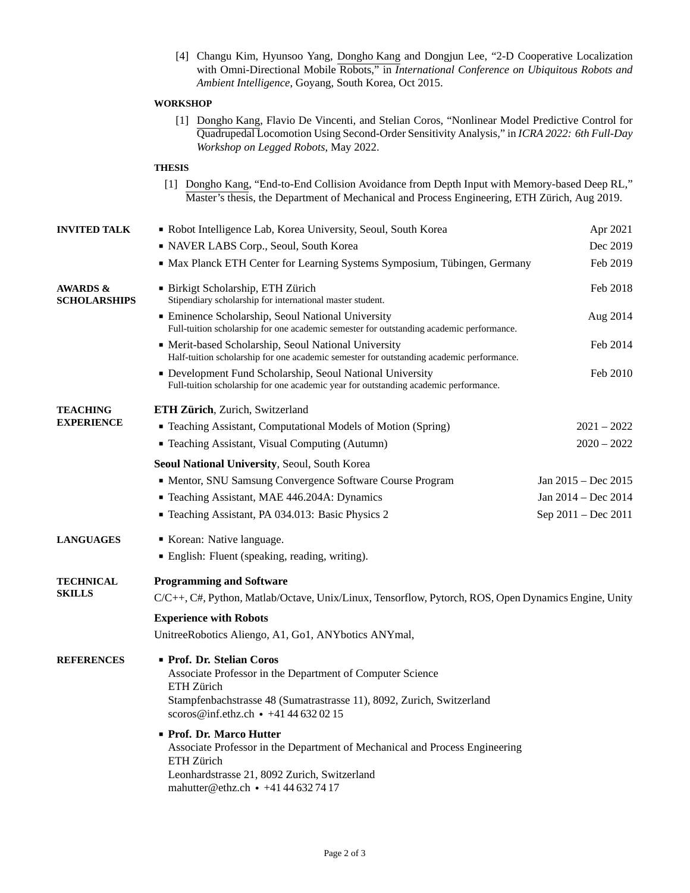[4] Changu Kim, Hyunsoo Yang, Dongho Kang and Dongjun Lee, "2-D Cooperative Localization with Omni-Directional Mobile Robots," in *International Conference on Ubiquitous Robots and Ambient Intelligence*, Goyang, South Korea, Oct 2015.

**WORKSHOP**

[1] Dongho Kang, Flavio De Vincenti, and Stelian Coros, "Nonlinear Model Predictive Control for Quadrupedal Locomotion Using Second-Order Sensitivity Analysis," in *ICRA 2022: 6th Full-Day Workshop on Legged Robots*, May 2022.

**THESIS**

[1] Dongho Kang, "End-to-End Collision Avoidance from Depth Input with Memory-based Deep RL," Master's thesis, the Department of Mechanical and Process Engineering, ETH Zürich, Aug 2019.

## INVITED TALK

- Robot Intelligence Lab, Korea University, Seoul, South Korea — Apr 2021
- NAVER LABS Corp., Seoul, South Korea — Dec 2019
- Max Planck ETH Center for Learning Systems Symposium, Tübingen, Germany — Feb 2019

## AWARDS & SCHOLARSHIPS

- Birkigt Scholarship, ETH Zürich — Feb 2018
  Stipendiary scholarship for international master student.
- Eminence Scholarship, Seoul National University — Aug 2014
  Full-tuition scholarship for one academic semester for outstanding academic performance.
- Merit-based Scholarship, Seoul National University — Feb 2014
  Half-tuition scholarship for one academic semester for outstanding academic performance.
- Development Fund Scholarship, Seoul National University — Feb 2010
  Full-tuition scholarship for one academic year for outstanding academic performance.

## TEACHING EXPERIENCE

**ETH Zürich**, Zurich, Switzerland

- Teaching Assistant, Computational Models of Motion (Spring) — 2021 – 2022
- Teaching Assistant, Visual Computing (Autumn) — 2020 – 2022

**Seoul National University**, Seoul, South Korea

- Mentor, SNU Samsung Convergence Software Course Program — Jan 2015 – Dec 2015
- Teaching Assistant, MAE 446.204A: Dynamics — Jan 2014 – Dec 2014
- Teaching Assistant, PA 034.013: Basic Physics 2 — Sep 2011 – Dec 2011

## LANGUAGES

- Korean: Native language.
- English: Fluent (speaking, reading, writing).

## TECHNICAL SKILLS

**Programming and Software**

C/C++, C#, Python, Matlab/Octave, Unix/Linux, Tensorflow, Pytorch, ROS, Open Dynamics Engine, Unity

**Experience with Robots**

UnitreeRobotics Aliengo, A1, Go1, ANYbotics ANYmal,

## REFERENCES

- **Prof. Dr. Stelian Coros**
  Associate Professor in the Department of Computer Science
  ETH Zürich
  Stampfenbachstrasse 48 (Sumatrastrasse 11), 8092, Zurich, Switzerland
  scoros@inf.ethz.ch • +41 44 632 02 15
- **Prof. Dr. Marco Hutter**
  Associate Professor in the Department of Mechanical and Process Engineering
  ETH Zürich
  Leonhardstrasse 21, 8092 Zurich, Switzerland
  mahutter@ethz.ch • +41 44 632 74 17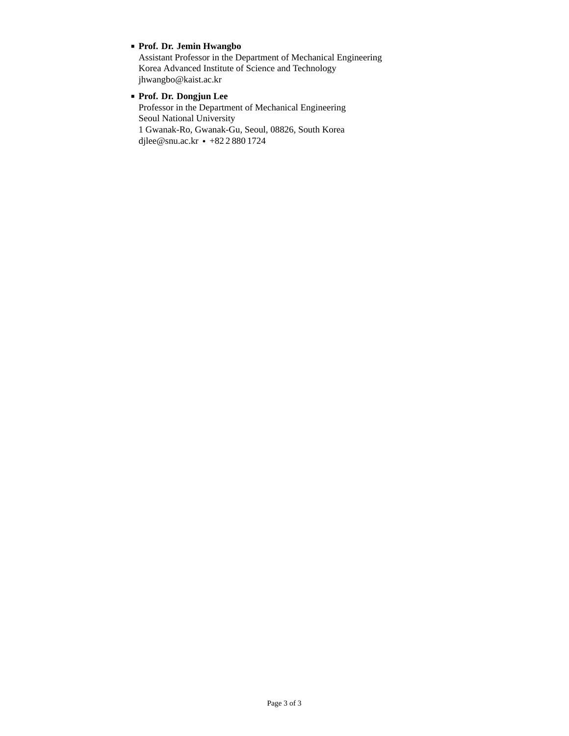- **Prof. Dr. Jemin Hwangbo**
  Assistant Professor in the Department of Mechanical Engineering
  Korea Advanced Institute of Science and Technology
  jhwangbo@kaist.ac.kr

- **Prof. Dr. Dongjun Lee**
  Professor in the Department of Mechanical Engineering
  Seoul National University
  1 Gwanak-Ro, Gwanak-Gu, Seoul, 08826, South Korea
  djlee@snu.ac.kr • +82 2 880 1724